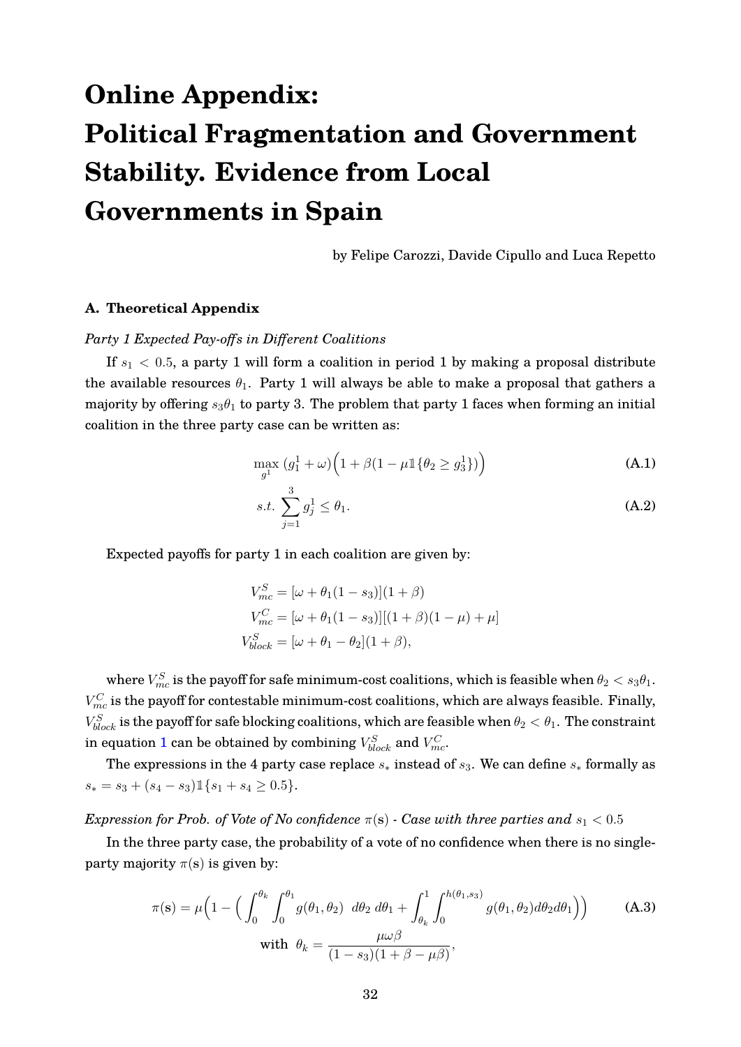# Online Appendix: Political Fragmentation and Government Stability. Evidence from Local Governments in Spain

by Felipe Carozzi, Davide Cipullo and Luca Repetto

### A. Theoretical Appendix

*Party 1 Expected Pay-offs in Different Coalitions*

If $s_1 < 0.5$, a party 1 will form a coalition in period 1 by making a proposal distribute the available resources $\theta_1$. Party 1 will always be able to make a proposal that gathers a majority by offering $s_3\theta_1$ to party 3. The problem that party 1 faces when forming an initial coalition in the three party case can be written as:

$$\max_{g^1} \; (g_1^1 + \omega)\Big(1 + \beta(1 - \mu\mathbb{1}\{\theta_2 \geq g_3^1\})\Big) \tag{A.1}$$

$$s.t. \; \sum_{j=1}^{3} g_j^1 \leq \theta_1. \tag{A.2}$$

Expected payoffs for party 1 in each coalition are given by:

$$V_{mc}^S = [\omega + \theta_1(1 - s_3)](1 + \beta)$$
$$V_{mc}^C = [\omega + \theta_1(1 - s_3)][(1 + \beta)(1 - \mu) + \mu]$$
$$V_{block}^S = [\omega + \theta_1 - \theta_2](1 + \beta),$$

where $V_{mc}^S$ is the payoff for safe minimum-cost coalitions, which is feasible when $\theta_2 < s_3\theta_1$. $V_{mc}^C$ is the payoff for contestable minimum-cost coalitions, which are always feasible. Finally, $V_{block}^S$ is the payoff for safe blocking coalitions, which are feasible when $\theta_2 < \theta_1$. The constraint in equation 1 can be obtained by combining $V_{block}^S$ and $V_{mc}^C$.

The expressions in the 4 party case replace $s_*$ instead of $s_3$. We can define $s_*$ formally as $s_* = s_3 + (s_4 - s_3)\mathbb{1}\{s_1 + s_4 \geq 0.5\}$.

*Expression for Prob. of Vote of No confidence $\pi(\mathbf{s})$ - Case with three parties and $s_1 < 0.5$*

In the three party case, the probability of a vote of no confidence when there is no single-party majority $\pi(\mathbf{s})$ is given by:

$$\pi(\mathbf{s}) = \mu\Big(1 - \Big(\int_0^{\theta_k}\int_0^{\theta_1} g(\theta_1, \theta_2) \;\; d\theta_2 \; d\theta_1 + \int_{\theta_k}^{1}\int_0^{h(\theta_1, s_3)} g(\theta_1, \theta_2) d\theta_2 d\theta_1\Big)\Big) \tag{A.3}$$

$$\text{with} \;\; \theta_k = \frac{\mu\omega\beta}{(1 - s_3)(1 + \beta - \mu\beta)},$$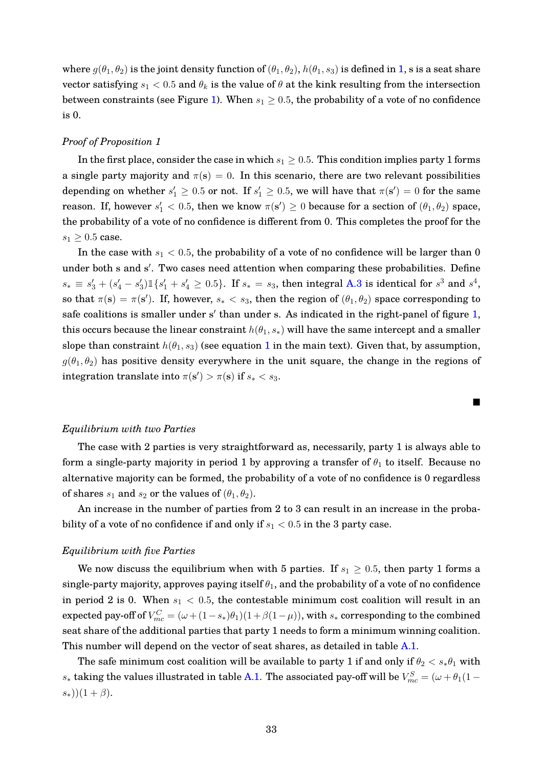where $g(\theta_1, \theta_2)$ is the joint density function of $(\theta_1, \theta_2)$, $h(\theta_1, s_3)$ is defined in 1, s is a seat share vector satisfying $s_1 < 0.5$ and $\theta_k$ is the value of $\theta$ at the kink resulting from the intersection between constraints (see Figure 1). When $s_1 \geq 0.5$, the probability of a vote of no confidence is 0.

*Proof of Proposition 1*

In the first place, consider the case in which $s_1 \geq 0.5$. This condition implies party 1 forms a single party majority and $\pi(\mathrm{s}) = 0$. In this scenario, there are two relevant possibilities depending on whether $s'_1 \geq 0.5$ or not. If $s'_1 \geq 0.5$, we will have that $\pi(\mathrm{s}') = 0$ for the same reason. If, however $s'_1 < 0.5$, then we know $\pi(\mathrm{s}') \geq 0$ because for a section of $(\theta_1, \theta_2)$ space, the probability of a vote of no confidence is different from 0. This completes the proof for the $s_1 \geq 0.5$ case.

In the case with $s_1 < 0.5$, the probability of a vote of no confidence will be larger than 0 under both s and s$'$. Two cases need attention when comparing these probabilities. Define $s_* \equiv s'_3 + (s'_4 - s'_3)\mathbb{1}\{s'_1 + s'_4 \geq 0.5\}$. If $s_* = s_3$, then integral A.3 is identical for $s^3$ and $s^4$, so that $\pi(\mathrm{s}) = \pi(\mathrm{s}')$. If, however, $s_* < s_3$, then the region of $(\theta_1, \theta_2)$ space corresponding to safe coalitions is smaller under s$'$ than under s. As indicated in the right-panel of figure 1, this occurs because the linear constraint $h(\theta_1, s_*)$ will have the same intercept and a smaller slope than constraint $h(\theta_1, s_3)$ (see equation 1 in the main text). Given that, by assumption, $g(\theta_1, \theta_2)$ has positive density everywhere in the unit square, the change in the regions of integration translate into $\pi(\mathrm{s}') > \pi(\mathrm{s})$ if $s_* < s_3$.

■

*Equilibrium with two Parties*

The case with 2 parties is very straightforward as, necessarily, party 1 is always able to form a single-party majority in period 1 by approving a transfer of $\theta_1$ to itself. Because no alternative majority can be formed, the probability of a vote of no confidence is 0 regardless of shares $s_1$ and $s_2$ or the values of $(\theta_1, \theta_2)$.

An increase in the number of parties from 2 to 3 can result in an increase in the probability of a vote of no confidence if and only if $s_1 < 0.5$ in the 3 party case.

*Equilibrium with five Parties*

We now discuss the equilibrium when with 5 parties. If $s_1 \geq 0.5$, then party 1 forms a single-party majority, approves paying itself $\theta_1$, and the probability of a vote of no confidence in period 2 is 0. When $s_1 < 0.5$, the contestable minimum cost coalition will result in an expected pay-off of $V^C_{mc} = (\omega + (1 - s_*)\theta_1)(1 + \beta(1 - \mu))$, with $s_*$ corresponding to the combined seat share of the additional parties that party 1 needs to form a minimum winning coalition. This number will depend on the vector of seat shares, as detailed in table A.1.

The safe minimum cost coalition will be available to party 1 if and only if $\theta_2 < s_*\theta_1$ with $s_*$ taking the values illustrated in table A.1. The associated pay-off will be $V^S_{mc} = (\omega + \theta_1(1 - s_*))(1 + \beta)$.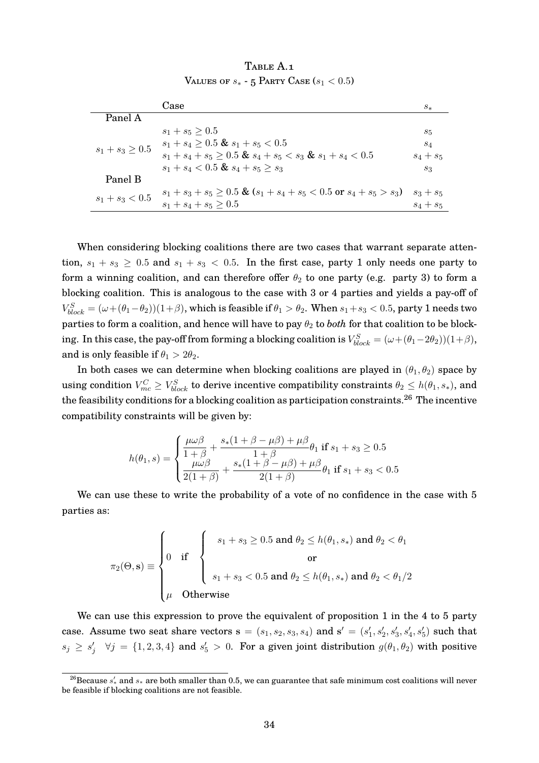Table A.1
Values of $s_*$ - 5 Party Case ($s_1 < 0.5$)

| | Case | $s_*$ |
|---|---|---|
| Panel A | | |
| $s_1 + s_3 \geq 0.5$ | $s_1 + s_5 \geq 0.5$ | $s_5$ |
| | $s_1 + s_4 \geq 0.5$ **&** $s_1 + s_5 < 0.5$ | $s_4$ |
| | $s_1 + s_4 + s_5 \geq 0.5$ **&** $s_4 + s_5 < s_3$ **&** $s_1 + s_4 < 0.5$ | $s_4 + s_5$ |
| | $s_1 + s_4 < 0.5$ **&** $s_4 + s_5 \geq s_3$ | $s_3$ |
| Panel B | | |
| $s_1 + s_3 < 0.5$ | $s_1 + s_3 + s_5 \geq 0.5$ **&** ($s_1 + s_4 + s_5 < 0.5$ **or** $s_4 + s_5 > s_3$) | $s_3 + s_5$ |
| | $s_1 + s_4 + s_5 \geq 0.5$ | $s_4 + s_5$ |

When considering blocking coalitions there are two cases that warrant separate attention, $s_1 + s_3 \geq 0.5$ and $s_1 + s_3 < 0.5$. In the first case, party 1 only needs one party to form a winning coalition, and can therefore offer $\theta_2$ to one party (e.g. party 3) to form a blocking coalition. This is analogous to the case with 3 or 4 parties and yields a pay-off of $V^S_{block} = (\omega + (\theta_1 - \theta_2))(1+\beta)$, which is feasible if $\theta_1 > \theta_2$. When $s_1 + s_3 < 0.5$, party 1 needs two parties to form a coalition, and hence will have to pay $\theta_2$ to *both* for that coalition to be blocking. In this case, the pay-off from forming a blocking coalition is $V^S_{block} = (\omega + (\theta_1 - 2\theta_2))(1+\beta)$, and is only feasible if $\theta_1 > 2\theta_2$.

In both cases we can determine when blocking coalitions are played in $(\theta_1, \theta_2)$ space by using condition $V^C_{mc} \geq V^S_{block}$ to derive incentive compatibility constraints $\theta_2 \leq h(\theta_1, s_*)$, and the feasibility conditions for a blocking coalition as participation constraints.[26] The incentive compatibility constraints will be given by:

$$h(\theta_1, s) = \begin{cases} \dfrac{\mu\omega\beta}{1+\beta} + \dfrac{s_*(1+\beta-\mu\beta)+\mu\beta}{1+\beta}\theta_1 \text{ if } s_1 + s_3 \geq 0.5 \\ \dfrac{\mu\omega\beta}{2(1+\beta)} + \dfrac{s_*(1+\beta-\mu\beta)+\mu\beta}{2(1+\beta)}\theta_1 \text{ if } s_1 + s_3 < 0.5 \end{cases}$$

We can use these to write the probability of a vote of no confidence in the case with 5 parties as:

$$\pi_2(\Theta, \mathbf{s}) \equiv \begin{cases} 0 \quad \text{if} \quad \begin{cases} s_1 + s_3 \geq 0.5 \text{ and } \theta_2 \leq h(\theta_1, s_*) \text{ and } \theta_2 < \theta_1 \\ \text{or} \\ s_1 + s_3 < 0.5 \text{ and } \theta_2 \leq h(\theta_1, s_*) \text{ and } \theta_2 < \theta_1/2 \end{cases} \\ \mu \quad \text{Otherwise} \end{cases}$$

We can use this expression to prove the equivalent of proposition 1 in the 4 to 5 party case. Assume two seat share vectors $\mathbf{s} = (s_1, s_2, s_3, s_4)$ and $\mathbf{s}' = (s'_1, s'_2, s'_3, s'_4, s'_5)$ such that $s_j \geq s'_j \quad \forall j = \{1, 2, 3, 4\}$ and $s'_5 > 0$. For a given joint distribution $g(\theta_1, \theta_2)$ with positive

[26] Because $s'_*$ and $s_*$ are both smaller than 0.5, we can guarantee that safe minimum cost coalitions will never be feasible if blocking coalitions are not feasible.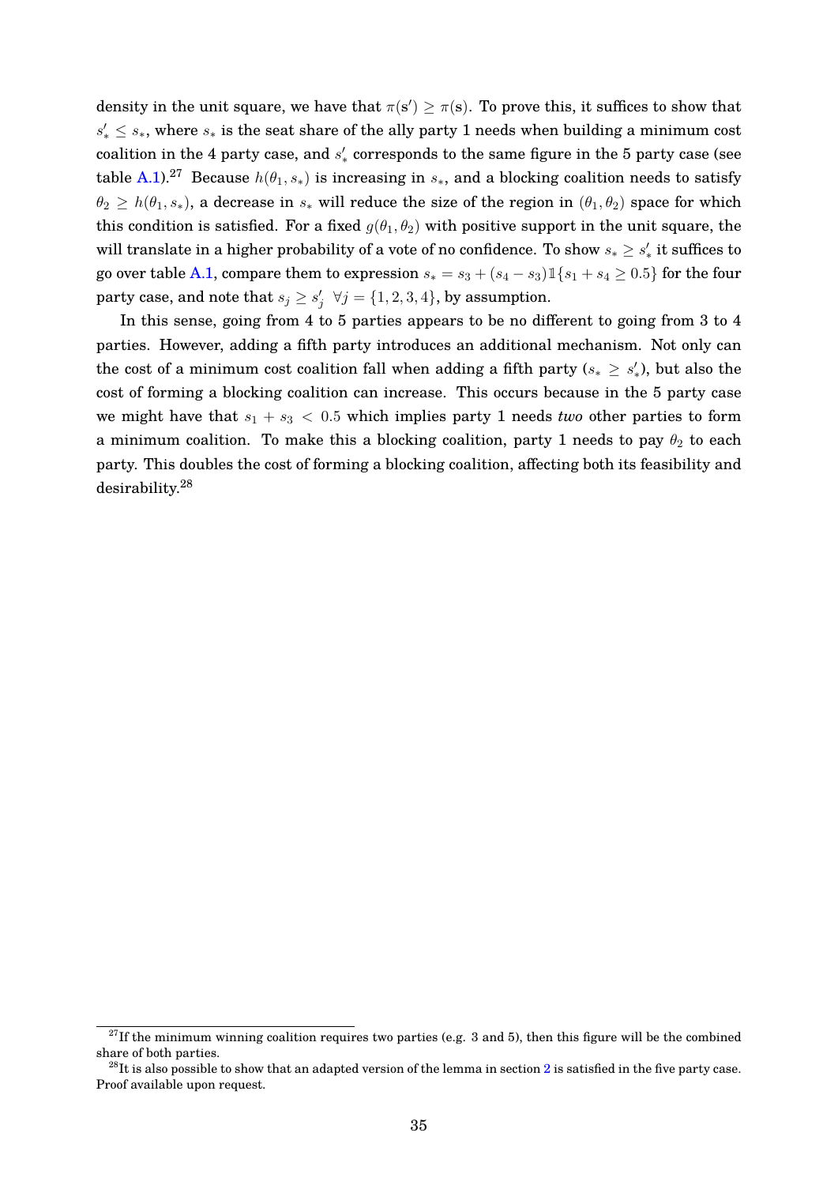density in the unit square, we have that $\pi(\mathbf{s}') \geq \pi(\mathbf{s})$. To prove this, it suffices to show that $s'_* \leq s_*$, where $s_*$ is the seat share of the ally party 1 needs when building a minimum cost coalition in the 4 party case, and $s'_*$ corresponds to the same figure in the 5 party case (see table A.1).[27] Because $h(\theta_1, s_*)$ is increasing in $s_*$, and a blocking coalition needs to satisfy $\theta_2 \geq h(\theta_1, s_*)$, a decrease in $s_*$ will reduce the size of the region in $(\theta_1, \theta_2)$ space for which this condition is satisfied. For a fixed $g(\theta_1, \theta_2)$ with positive support in the unit square, the will translate in a higher probability of a vote of no confidence. To show $s_* \geq s'_*$ it suffices to go over table A.1, compare them to expression $s_* = s_3 + (s_4 - s_3)\mathbb{1}\{s_1 + s_4 \geq 0.5\}$ for the four party case, and note that $s_j \geq s'_j \;\; \forall j = \{1, 2, 3, 4\}$, by assumption.

In this sense, going from 4 to 5 parties appears to be no different to going from 3 to 4 parties. However, adding a fifth party introduces an additional mechanism. Not only can the cost of a minimum cost coalition fall when adding a fifth party ($s_* \geq s'_*$), but also the cost of forming a blocking coalition can increase. This occurs because in the 5 party case we might have that $s_1 + s_3 < 0.5$ which implies party 1 needs *two* other parties to form a minimum coalition. To make this a blocking coalition, party 1 needs to pay $\theta_2$ to each party. This doubles the cost of forming a blocking coalition, affecting both its feasibility and desirability.[28]

---

[27] If the minimum winning coalition requires two parties (e.g. 3 and 5), then this figure will be the combined share of both parties.

[28] It is also possible to show that an adapted version of the lemma in section 2 is satisfied in the five party case. Proof available upon request.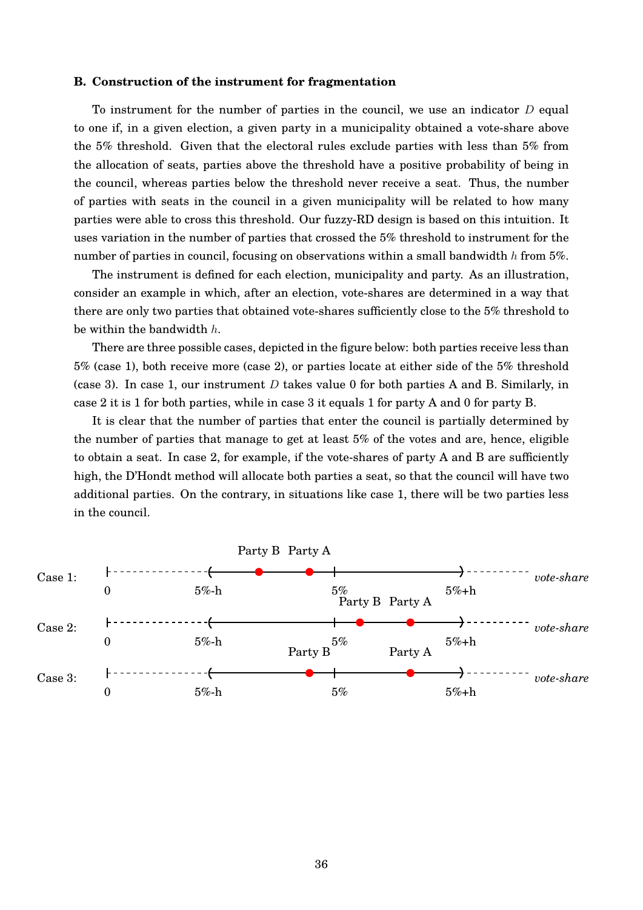### B. Construction of the instrument for fragmentation

To instrument for the number of parties in the council, we use an indicator $D$ equal to one if, in a given election, a given party in a municipality obtained a vote-share above the 5% threshold. Given that the electoral rules exclude parties with less than 5% from the allocation of seats, parties above the threshold have a positive probability of being in the council, whereas parties below the threshold never receive a seat. Thus, the number of parties with seats in the council in a given municipality will be related to how many parties were able to cross this threshold. Our fuzzy-RD design is based on this intuition. It uses variation in the number of parties that crossed the 5% threshold to instrument for the number of parties in council, focusing on observations within a small bandwidth $h$ from 5%.

The instrument is defined for each election, municipality and party. As an illustration, consider an example in which, after an election, vote-shares are determined in a way that there are only two parties that obtained vote-shares sufficiently close to the 5% threshold to be within the bandwidth $h$.

There are three possible cases, depicted in the figure below: both parties receive less than 5% (case 1), both receive more (case 2), or parties locate at either side of the 5% threshold (case 3). In case 1, our instrument $D$ takes value 0 for both parties A and B. Similarly, in case 2 it is 1 for both parties, while in case 3 it equals 1 for party A and 0 for party B.

It is clear that the number of parties that enter the council is partially determined by the number of parties that manage to get at least 5% of the votes and are, hence, eligible to obtain a seat. In case 2, for example, if the vote-shares of party A and B are sufficiently high, the D'Hondt method will allocate both parties a seat, so that the council will have two additional parties. On the contrary, in situations like case 1, there will be two parties less in the council.

Case 1: 0 — 5%-h — Party B, Party A — 5% — 5%+h — *vote-share*

Case 2: 0 — 5%-h — 5% — Party B, Party A — 5%+h — *vote-share*

Case 3: 0 — 5%-h — Party B — 5% — Party A — 5%+h — *vote-share*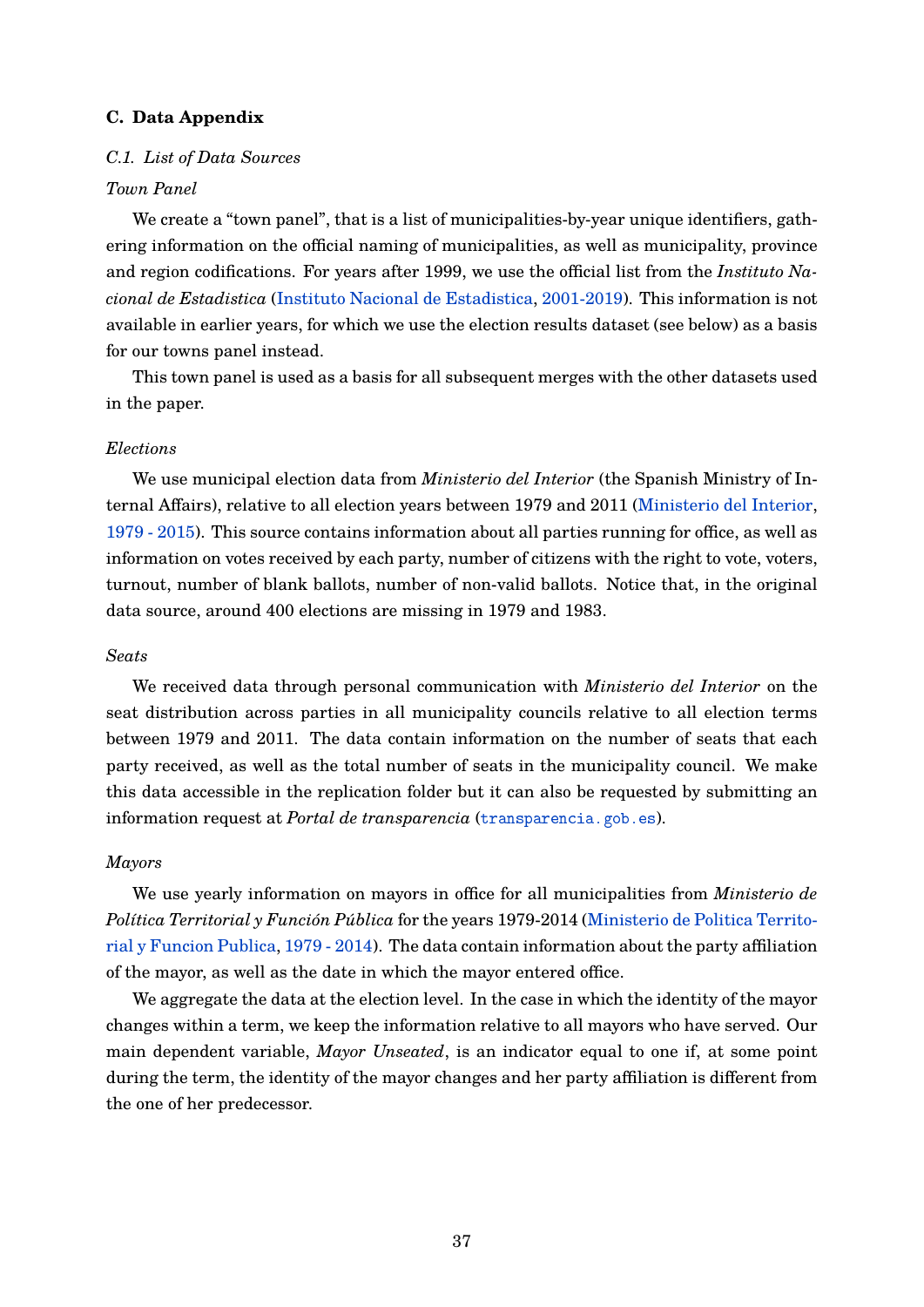## C. Data Appendix

### *C.1. List of Data Sources*

#### *Town Panel*

We create a "town panel", that is a list of municipalities-by-year unique identifiers, gathering information on the official naming of municipalities, as well as municipality, province and region codifications. For years after 1999, we use the official list from the *Instituto Nacional de Estadistica* (Instituto Nacional de Estadistica, 2001-2019). This information is not available in earlier years, for which we use the election results dataset (see below) as a basis for our towns panel instead.

This town panel is used as a basis for all subsequent merges with the other datasets used in the paper.

#### *Elections*

We use municipal election data from *Ministerio del Interior* (the Spanish Ministry of Internal Affairs), relative to all election years between 1979 and 2011 (Ministerio del Interior, 1979 - 2015). This source contains information about all parties running for office, as well as information on votes received by each party, number of citizens with the right to vote, voters, turnout, number of blank ballots, number of non-valid ballots. Notice that, in the original data source, around 400 elections are missing in 1979 and 1983.

#### *Seats*

We received data through personal communication with *Ministerio del Interior* on the seat distribution across parties in all municipality councils relative to all election terms between 1979 and 2011. The data contain information on the number of seats that each party received, as well as the total number of seats in the municipality council. We make this data accessible in the replication folder but it can also be requested by submitting an information request at *Portal de transparencia* (`transparencia.gob.es`).

#### *Mayors*

We use yearly information on mayors in office for all municipalities from *Ministerio de Política Territorial y Función Pública* for the years 1979-2014 (Ministerio de Politica Territorial y Funcion Publica, 1979 - 2014). The data contain information about the party affiliation of the mayor, as well as the date in which the mayor entered office.

We aggregate the data at the election level. In the case in which the identity of the mayor changes within a term, we keep the information relative to all mayors who have served. Our main dependent variable, *Mayor Unseated*, is an indicator equal to one if, at some point during the term, the identity of the mayor changes and her party affiliation is different from the one of her predecessor.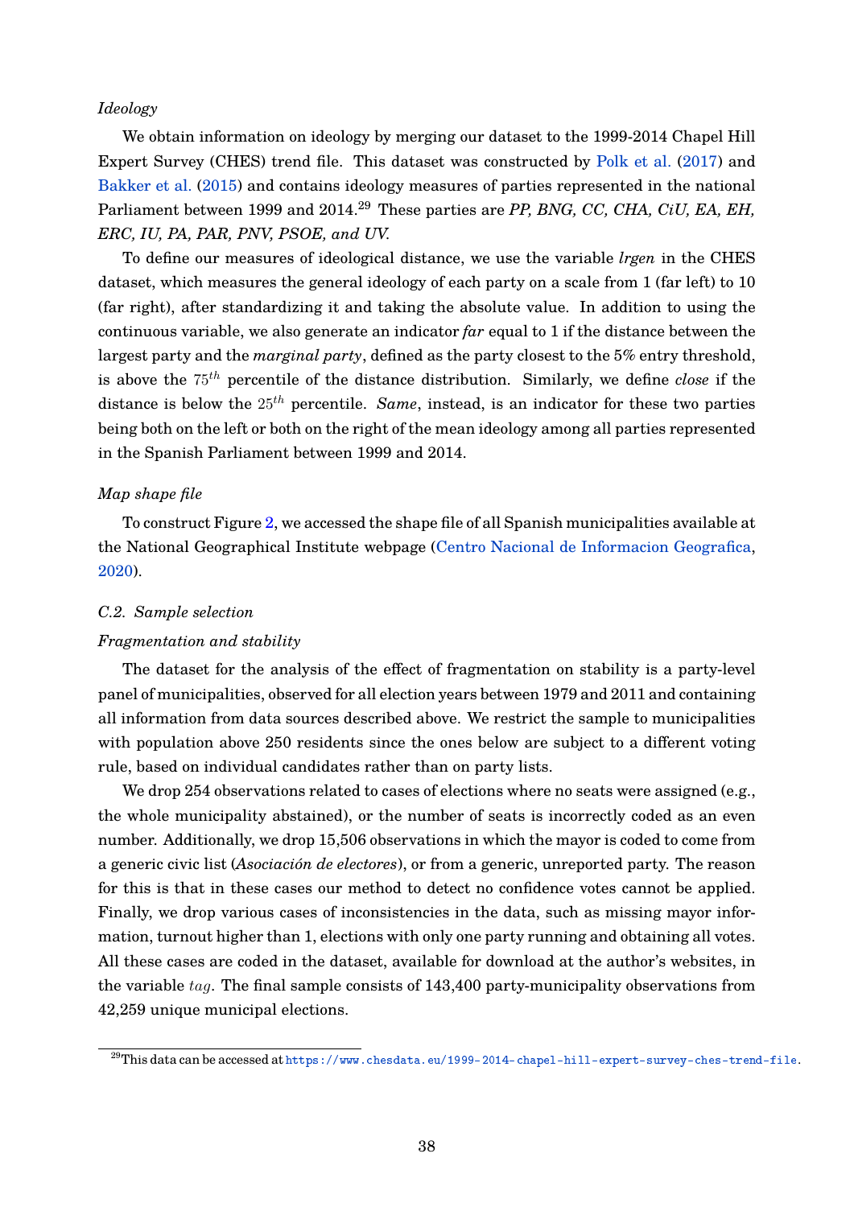*Ideology*

We obtain information on ideology by merging our dataset to the 1999-2014 Chapel Hill Expert Survey (CHES) trend file. This dataset was constructed by Polk et al. (2017) and Bakker et al. (2015) and contains ideology measures of parties represented in the national Parliament between 1999 and 2014.[29] These parties are *PP, BNG, CC, CHA, CiU, EA, EH, ERC, IU, PA, PAR, PNV, PSOE, and UV.*

To define our measures of ideological distance, we use the variable *lrgen* in the CHES dataset, which measures the general ideology of each party on a scale from 1 (far left) to 10 (far right), after standardizing it and taking the absolute value. In addition to using the continuous variable, we also generate an indicator *far* equal to 1 if the distance between the largest party and the *marginal party*, defined as the party closest to the 5% entry threshold, is above the $75^{th}$ percentile of the distance distribution. Similarly, we define *close* if the distance is below the $25^{th}$ percentile. *Same*, instead, is an indicator for these two parties being both on the left or both on the right of the mean ideology among all parties represented in the Spanish Parliament between 1999 and 2014.

*Map shape file*

To construct Figure 2, we accessed the shape file of all Spanish municipalities available at the National Geographical Institute webpage (Centro Nacional de Informacion Geografica, 2020).

*C.2. Sample selection*

*Fragmentation and stability*

The dataset for the analysis of the effect of fragmentation on stability is a party-level panel of municipalities, observed for all election years between 1979 and 2011 and containing all information from data sources described above. We restrict the sample to municipalities with population above 250 residents since the ones below are subject to a different voting rule, based on individual candidates rather than on party lists.

We drop 254 observations related to cases of elections where no seats were assigned (e.g., the whole municipality abstained), or the number of seats is incorrectly coded as an even number. Additionally, we drop 15,506 observations in which the mayor is coded to come from a generic civic list (*Asociación de electores*), or from a generic, unreported party. The reason for this is that in these cases our method to detect no confidence votes cannot be applied. Finally, we drop various cases of inconsistencies in the data, such as missing mayor information, turnout higher than 1, elections with only one party running and obtaining all votes. All these cases are coded in the dataset, available for download at the author's websites, in the variable $tag$. The final sample consists of 143,400 party-municipality observations from 42,259 unique municipal elections.

[29] This data can be accessed at https://www.chesdata.eu/1999-2014-chapel-hill-expert-survey-ches-trend-file.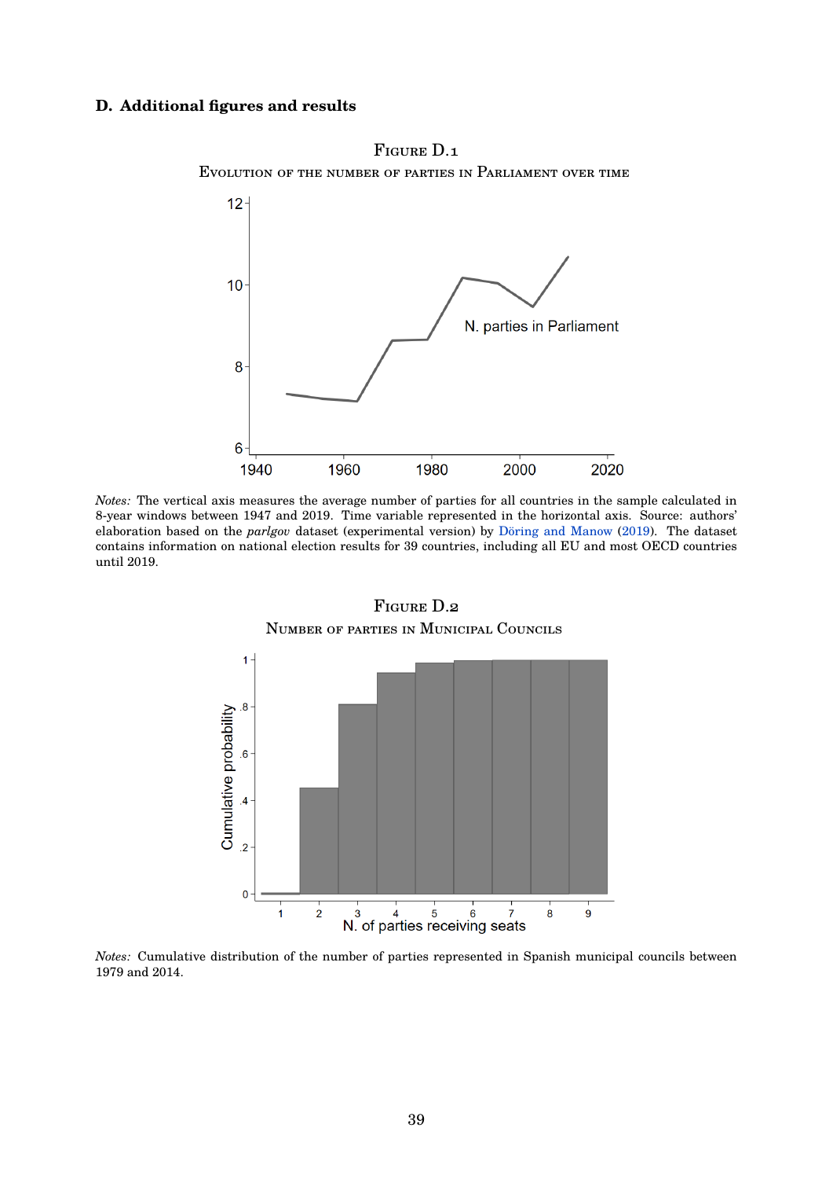## D. Additional figures and results

FIGURE D.1

EVOLUTION OF THE NUMBER OF PARTIES IN PARLIAMENT OVER TIME

*Notes:* The vertical axis measures the average number of parties for all countries in the sample calculated in 8-year windows between 1947 and 2019. Time variable represented in the horizontal axis. Source: authors' elaboration based on the *parlgov* dataset (experimental version) by Döring and Manow (2019). The dataset contains information on national election results for 39 countries, including all EU and most OECD countries until 2019.

FIGURE D.2

NUMBER OF PARTIES IN MUNICIPAL COUNCILS

*Notes:* Cumulative distribution of the number of parties represented in Spanish municipal councils between 1979 and 2014.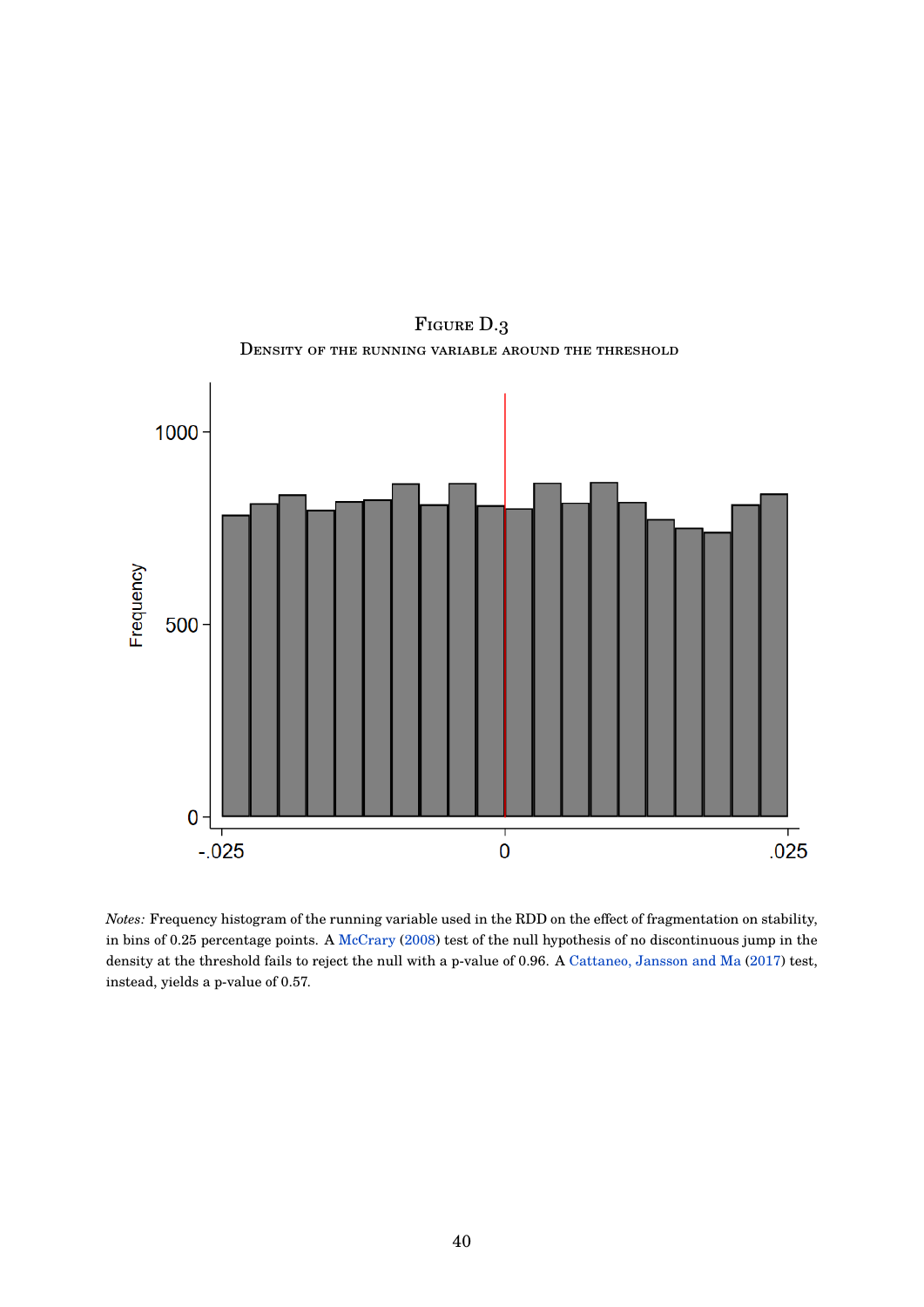Figure D.3

Density of the running variable around the threshold

*Notes:* Frequency histogram of the running variable used in the RDD on the effect of fragmentation on stability, in bins of 0.25 percentage points. A McCrary (2008) test of the null hypothesis of no discontinuous jump in the density at the threshold fails to reject the null with a p-value of 0.96. A Cattaneo, Jansson and Ma (2017) test, instead, yields a p-value of 0.57.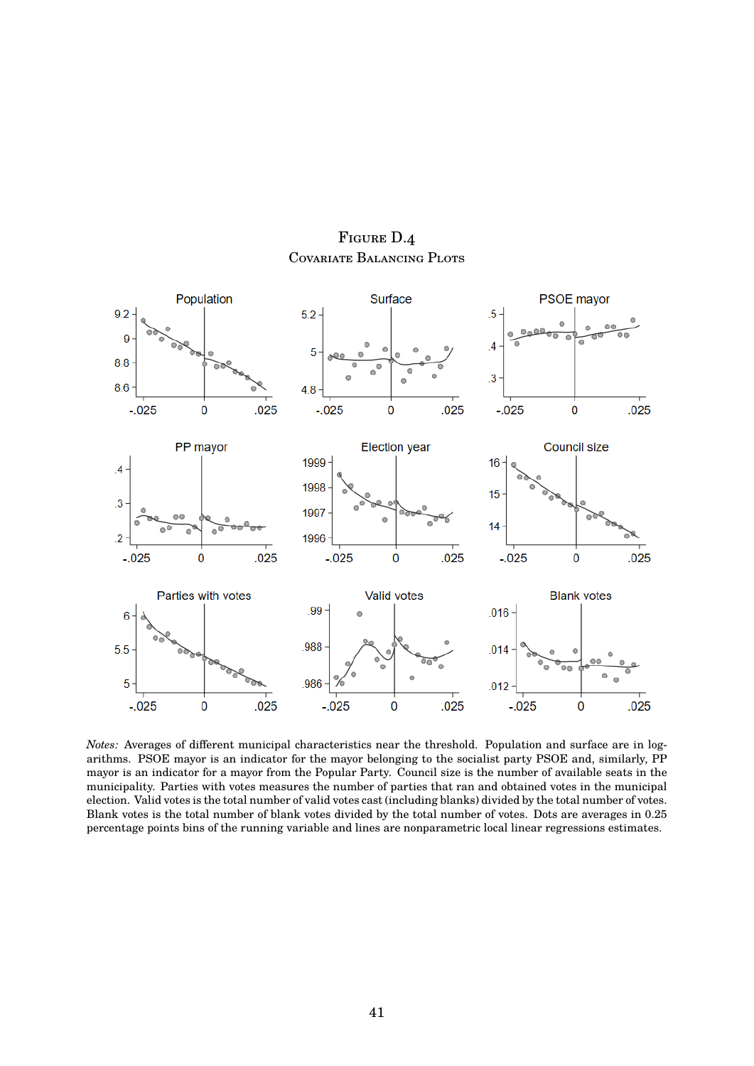# Figure D.4

## Covariate Balancing Plots

*Notes:* Averages of different municipal characteristics near the threshold. Population and surface are in logarithms. PSOE mayor is an indicator for the mayor belonging to the socialist party PSOE and, similarly, PP mayor is an indicator for a mayor from the Popular Party. Council size is the number of available seats in the municipality. Parties with votes measures the number of parties that ran and obtained votes in the municipal election. Valid votes is the total number of valid votes cast (including blanks) divided by the total number of votes. Blank votes is the total number of blank votes divided by the total number of votes. Dots are averages in 0.25 percentage points bins of the running variable and lines are nonparametric local linear regressions estimates.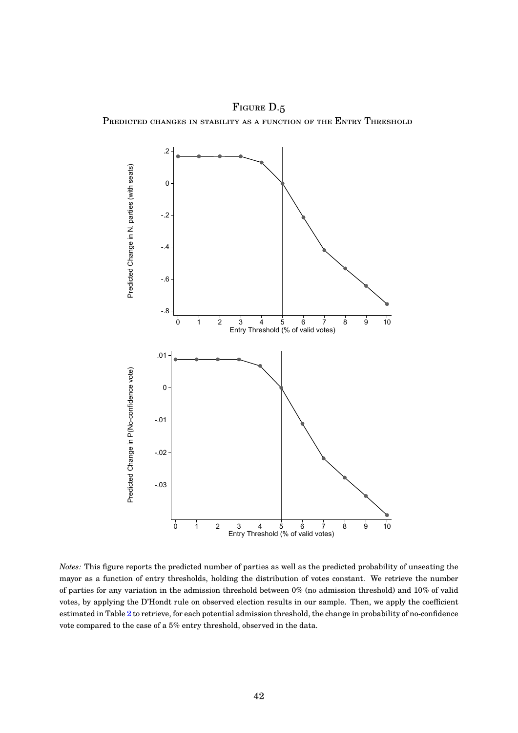Figure D.5

Predicted changes in stability as a function of the Entry Threshold

*Notes:* This figure reports the predicted number of parties as well as the predicted probability of unseating the mayor as a function of entry thresholds, holding the distribution of votes constant. We retrieve the number of parties for any variation in the admission threshold between 0% (no admission threshold) and 10% of valid votes, by applying the D'Hondt rule on observed election results in our sample. Then, we apply the coefficient estimated in Table 2 to retrieve, for each potential admission threshold, the change in probability of no-confidence vote compared to the case of a 5% entry threshold, observed in the data.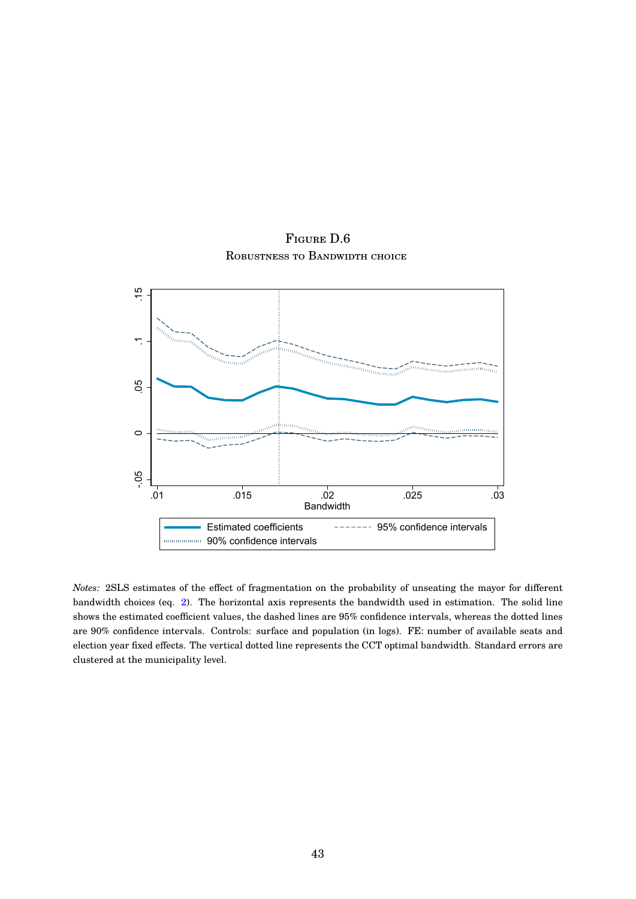Figure D.6

Robustness to Bandwidth choice

*Notes:* 2SLS estimates of the effect of fragmentation on the probability of unseating the mayor for different bandwidth choices (eq. 2). The horizontal axis represents the bandwidth used in estimation. The solid line shows the estimated coefficient values, the dashed lines are 95% confidence intervals, whereas the dotted lines are 90% confidence intervals. Controls: surface and population (in logs). FE: number of available seats and election year fixed effects. The vertical dotted line represents the CCT optimal bandwidth. Standard errors are clustered at the municipality level.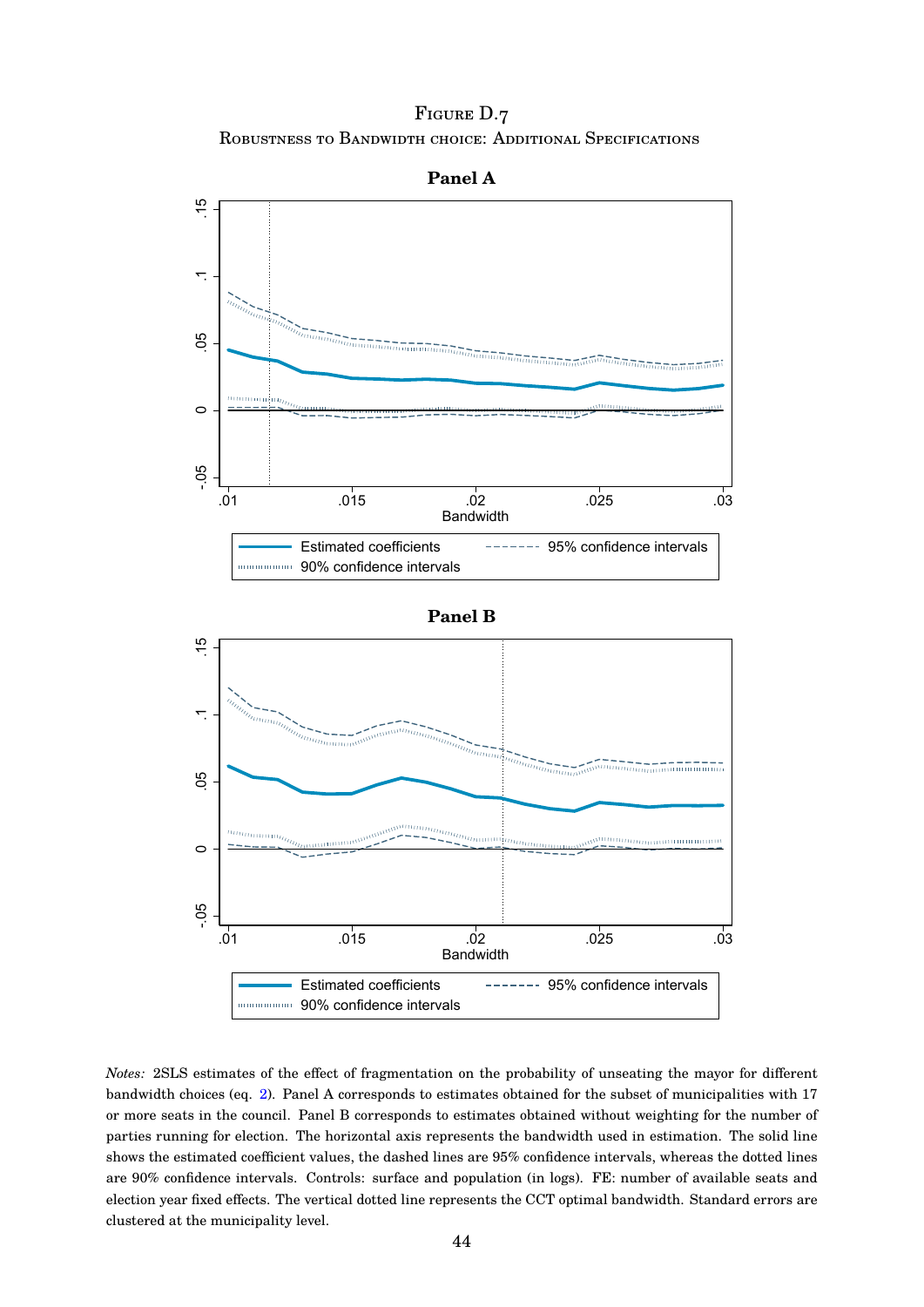Figure D.7

Robustness to Bandwidth choice: Additional Specifications

**Panel A**

**Panel B**

*Notes:* 2SLS estimates of the effect of fragmentation on the probability of unseating the mayor for different bandwidth choices (eq. 2). Panel A corresponds to estimates obtained for the subset of municipalities with 17 or more seats in the council. Panel B corresponds to estimates obtained without weighting for the number of parties running for election. The horizontal axis represents the bandwidth used in estimation. The solid line shows the estimated coefficient values, the dashed lines are 95% confidence intervals, whereas the dotted lines are 90% confidence intervals. Controls: surface and population (in logs). FE: number of available seats and election year fixed effects. The vertical dotted line represents the CCT optimal bandwidth. Standard errors are clustered at the municipality level.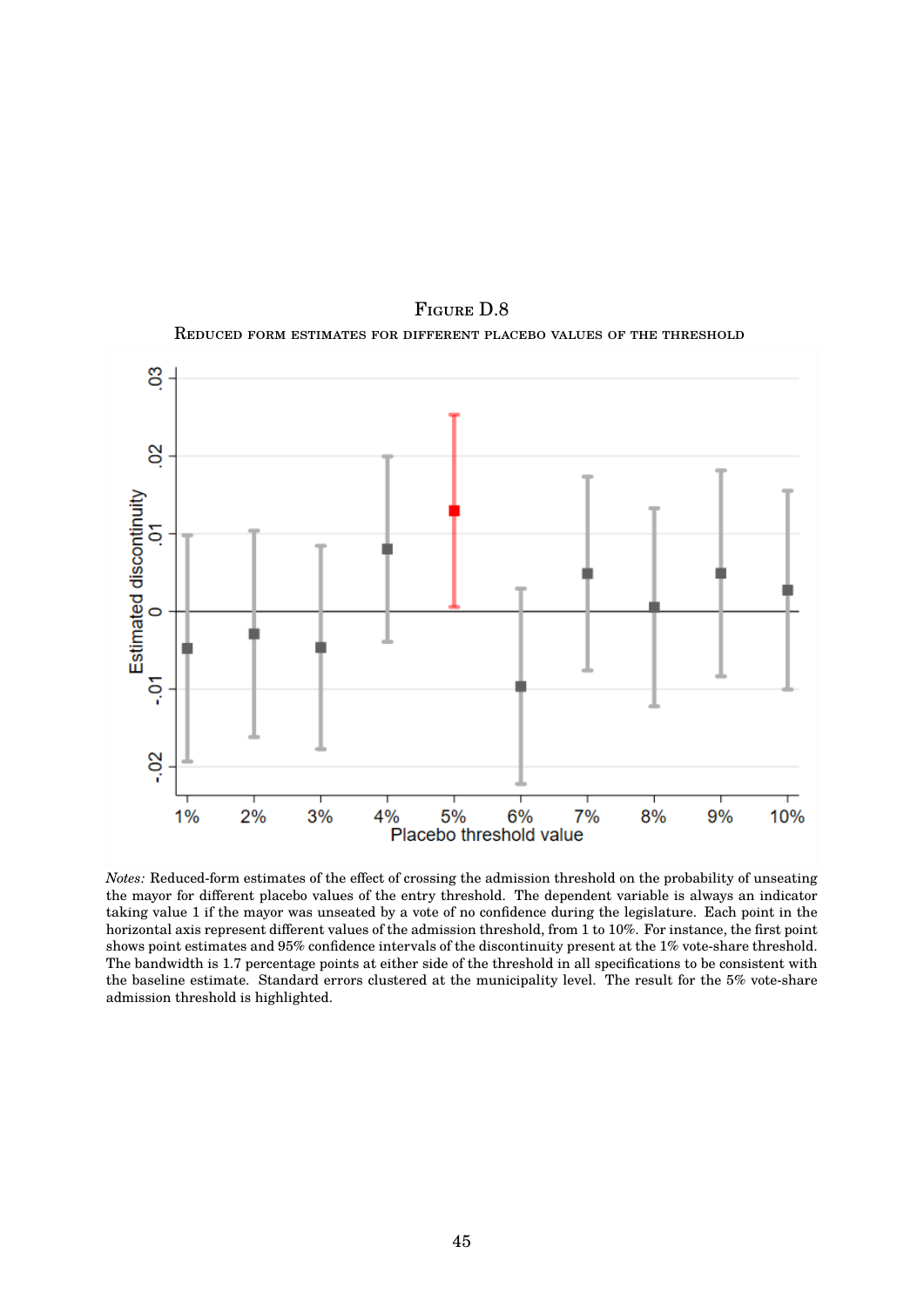Figure D.8

Reduced form estimates for different placebo values of the threshold

*Notes:* Reduced-form estimates of the effect of crossing the admission threshold on the probability of unseating the mayor for different placebo values of the entry threshold. The dependent variable is always an indicator taking value 1 if the mayor was unseated by a vote of no confidence during the legislature. Each point in the horizontal axis represent different values of the admission threshold, from 1 to 10%. For instance, the first point shows point estimates and 95% confidence intervals of the discontinuity present at the 1% vote-share threshold. The bandwidth is 1.7 percentage points at either side of the threshold in all specifications to be consistent with the baseline estimate. Standard errors clustered at the municipality level. The result for the 5% vote-share admission threshold is highlighted.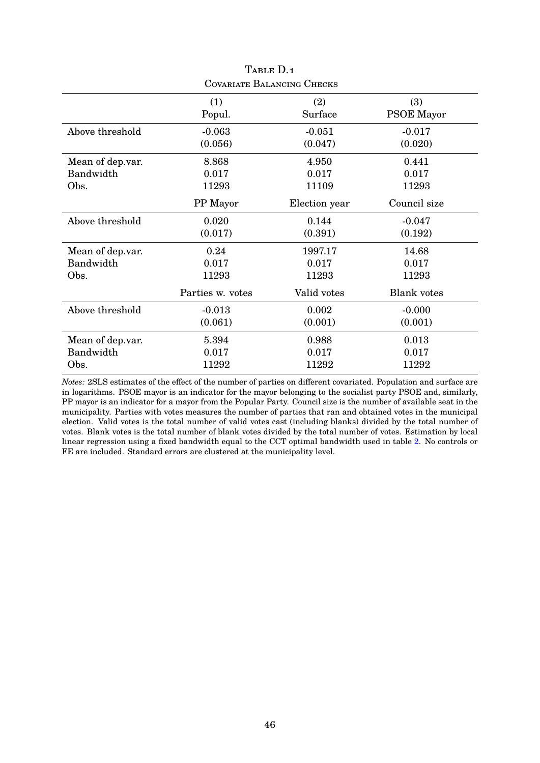Table D.1
Covariate Balancing Checks

| | (1) Popul. | (2) Surface | (3) PSOE Mayor |
|---|---|---|---|
| Above threshold | -0.063 | -0.051 | -0.017 |
| | (0.056) | (0.047) | (0.020) |
| Mean of dep.var. | 8.868 | 4.950 | 0.441 |
| Bandwidth | 0.017 | 0.017 | 0.017 |
| Obs. | 11293 | 11109 | 11293 |
| | PP Mayor | Election year | Council size |
| Above threshold | 0.020 | 0.144 | -0.047 |
| | (0.017) | (0.391) | (0.192) |
| Mean of dep.var. | 0.24 | 1997.17 | 14.68 |
| Bandwidth | 0.017 | 0.017 | 0.017 |
| Obs. | 11293 | 11293 | 11293 |
| | Parties w. votes | Valid votes | Blank votes |
| Above threshold | -0.013 | 0.002 | -0.000 |
| | (0.061) | (0.001) | (0.001) |
| Mean of dep.var. | 5.394 | 0.988 | 0.013 |
| Bandwidth | 0.017 | 0.017 | 0.017 |
| Obs. | 11292 | 11292 | 11292 |

*Notes:* 2SLS estimates of the effect of the number of parties on different covariated. Population and surface are in logarithms. PSOE mayor is an indicator for the mayor belonging to the socialist party PSOE and, similarly, PP mayor is an indicator for a mayor from the Popular Party. Council size is the number of available seat in the municipality. Parties with votes measures the number of parties that ran and obtained votes in the municipal election. Valid votes is the total number of valid votes cast (including blanks) divided by the total number of votes. Blank votes is the total number of blank votes divided by the total number of votes. Estimation by local linear regression using a fixed bandwidth equal to the CCT optimal bandwidth used in table 2. No controls or FE are included. Standard errors are clustered at the municipality level.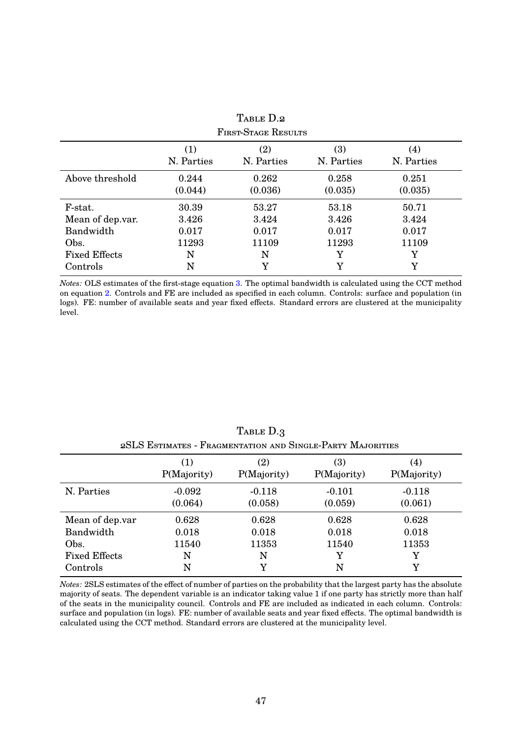Table D.2

First-Stage Results

| | (1) | (2) | (3) | (4) |
|---|---|---|---|---|
| | N. Parties | N. Parties | N. Parties | N. Parties |
| Above threshold | 0.244 | 0.262 | 0.258 | 0.251 |
| | (0.044) | (0.036) | (0.035) | (0.035) |
| F-stat. | 30.39 | 53.27 | 53.18 | 50.71 |
| Mean of dep.var. | 3.426 | 3.424 | 3.426 | 3.424 |
| Bandwidth | 0.017 | 0.017 | 0.017 | 0.017 |
| Obs. | 11293 | 11109 | 11293 | 11109 |
| Fixed Effects | N | N | Y | Y |
| Controls | N | Y | Y | Y |

*Notes:* OLS estimates of the first-stage equation 3. The optimal bandwidth is calculated using the CCT method on equation 2. Controls and FE are included as specified in each column. Controls: surface and population (in logs). FE: number of available seats and year fixed effects. Standard errors are clustered at the municipality level.

Table D.3

2SLS Estimates - Fragmentation and Single-Party Majorities

| | (1) | (2) | (3) | (4) |
|---|---|---|---|---|
| | P(Majority) | P(Majority) | P(Majority) | P(Majority) |
| N. Parties | -0.092 | -0.118 | -0.101 | -0.118 |
| | (0.064) | (0.058) | (0.059) | (0.061) |
| Mean of dep.var | 0.628 | 0.628 | 0.628 | 0.628 |
| Bandwidth | 0.018 | 0.018 | 0.018 | 0.018 |
| Obs. | 11540 | 11353 | 11540 | 11353 |
| Fixed Effects | N | N | Y | Y |
| Controls | N | Y | N | Y |

*Notes:* 2SLS estimates of the effect of number of parties on the probability that the largest party has the absolute majority of seats. The dependent variable is an indicator taking value 1 if one party has strictly more than half of the seats in the municipality council. Controls and FE are included as indicated in each column. Controls: surface and population (in logs). FE: number of available seats and year fixed effects. The optimal bandwidth is calculated using the CCT method. Standard errors are clustered at the municipality level.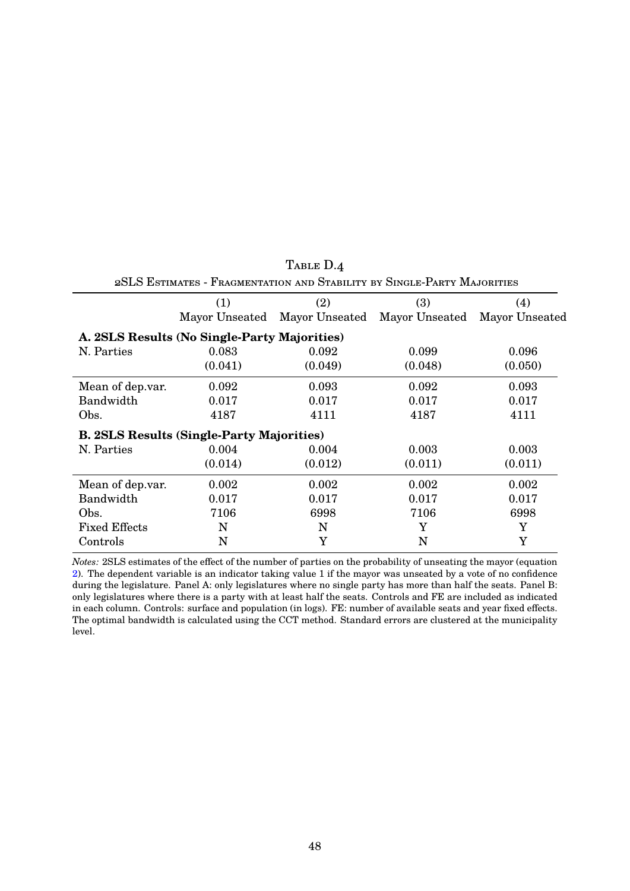TABLE D.4

2SLS ESTIMATES - FRAGMENTATION AND STABILITY BY SINGLE-PARTY MAJORITIES

| | (1) Mayor Unseated | (2) Mayor Unseated | (3) Mayor Unseated | (4) Mayor Unseated |
|---|---|---|---|---|
| **A. 2SLS Results (No Single-Party Majorities)** | | | | |
| N. Parties | 0.083 | 0.092 | 0.099 | 0.096 |
| | (0.041) | (0.049) | (0.048) | (0.050) |
| Mean of dep.var. | 0.092 | 0.093 | 0.092 | 0.093 |
| Bandwidth | 0.017 | 0.017 | 0.017 | 0.017 |
| Obs. | 4187 | 4111 | 4187 | 4111 |
| **B. 2SLS Results (Single-Party Majorities)** | | | | |
| N. Parties | 0.004 | 0.004 | 0.003 | 0.003 |
| | (0.014) | (0.012) | (0.011) | (0.011) |
| Mean of dep.var. | 0.002 | 0.002 | 0.002 | 0.002 |
| Bandwidth | 0.017 | 0.017 | 0.017 | 0.017 |
| Obs. | 7106 | 6998 | 7106 | 6998 |
| Fixed Effects | N | N | Y | Y |
| Controls | N | Y | N | Y |

*Notes:* 2SLS estimates of the effect of the number of parties on the probability of unseating the mayor (equation 2). The dependent variable is an indicator taking value 1 if the mayor was unseated by a vote of no confidence during the legislature. Panel A: only legislatures where no single party has more than half the seats. Panel B: only legislatures where there is a party with at least half the seats. Controls and FE are included as indicated in each column. Controls: surface and population (in logs). FE: number of available seats and year fixed effects. The optimal bandwidth is calculated using the CCT method. Standard errors are clustered at the municipality level.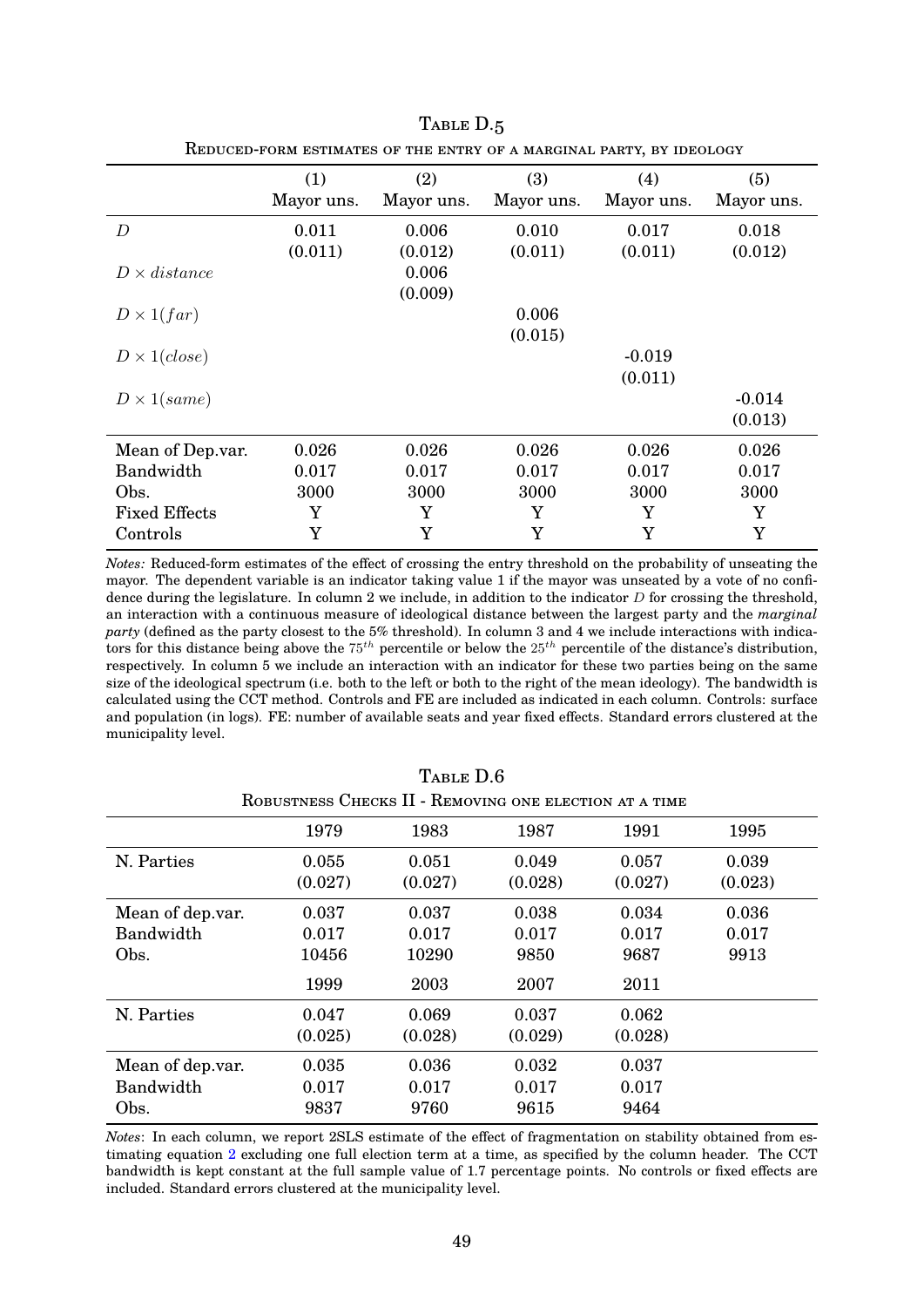Table D.5

Reduced-form estimates of the entry of a marginal party, by ideology

| | (1) | (2) | (3) | (4) | (5) |
|---|---|---|---|---|---|
| | Mayor uns. | Mayor uns. | Mayor uns. | Mayor uns. | Mayor uns. |
| $D$ | 0.011 | 0.006 | 0.010 | 0.017 | 0.018 |
| | (0.011) | (0.012) | (0.011) | (0.011) | (0.012) |
| $D \times distance$ | | 0.006 | | | |
| | | (0.009) | | | |
| $D \times 1(far)$ | | | 0.006 | | |
| | | | (0.015) | | |
| $D \times 1(close)$ | | | | -0.019 | |
| | | | | (0.011) | |
| $D \times 1(same)$ | | | | | -0.014 |
| | | | | | (0.013) |
| Mean of Dep.var. | 0.026 | 0.026 | 0.026 | 0.026 | 0.026 |
| Bandwidth | 0.017 | 0.017 | 0.017 | 0.017 | 0.017 |
| Obs. | 3000 | 3000 | 3000 | 3000 | 3000 |
| Fixed Effects | Y | Y | Y | Y | Y |
| Controls | Y | Y | Y | Y | Y |

*Notes:* Reduced-form estimates of the effect of crossing the entry threshold on the probability of unseating the mayor. The dependent variable is an indicator taking value 1 if the mayor was unseated by a vote of no confidence during the legislature. In column 2 we include, in addition to the indicator $D$ for crossing the threshold, an interaction with a continuous measure of ideological distance between the largest party and the *marginal party* (defined as the party closest to the 5% threshold). In column 3 and 4 we include interactions with indicators for this distance being above the $75^{th}$ percentile or below the $25^{th}$ percentile of the distance's distribution, respectively. In column 5 we include an interaction with an indicator for these two parties being on the same size of the ideological spectrum (i.e. both to the left or both to the right of the mean ideology). The bandwidth is calculated using the CCT method. Controls and FE are included as indicated in each column. Controls: surface and population (in logs). FE: number of available seats and year fixed effects. Standard errors clustered at the municipality level.

Table D.6

Robustness Checks II - Removing one election at a time

| | 1979 | 1983 | 1987 | 1991 | 1995 |
|---|---|---|---|---|---|
| N. Parties | 0.055 | 0.051 | 0.049 | 0.057 | 0.039 |
| | (0.027) | (0.027) | (0.028) | (0.027) | (0.023) |
| Mean of dep.var. | 0.037 | 0.037 | 0.038 | 0.034 | 0.036 |
| Bandwidth | 0.017 | 0.017 | 0.017 | 0.017 | 0.017 |
| Obs. | 10456 | 10290 | 9850 | 9687 | 9913 |
| | 1999 | 2003 | 2007 | 2011 | |
| N. Parties | 0.047 | 0.069 | 0.037 | 0.062 | |
| | (0.025) | (0.028) | (0.029) | (0.028) | |
| Mean of dep.var. | 0.035 | 0.036 | 0.032 | 0.037 | |
| Bandwidth | 0.017 | 0.017 | 0.017 | 0.017 | |
| Obs. | 9837 | 9760 | 9615 | 9464 | |

*Notes*: In each column, we report 2SLS estimate of the effect of fragmentation on stability obtained from estimating equation 2 excluding one full election term at a time, as specified by the column header. The CCT bandwidth is kept constant at the full sample value of 1.7 percentage points. No controls or fixed effects are included. Standard errors clustered at the municipality level.